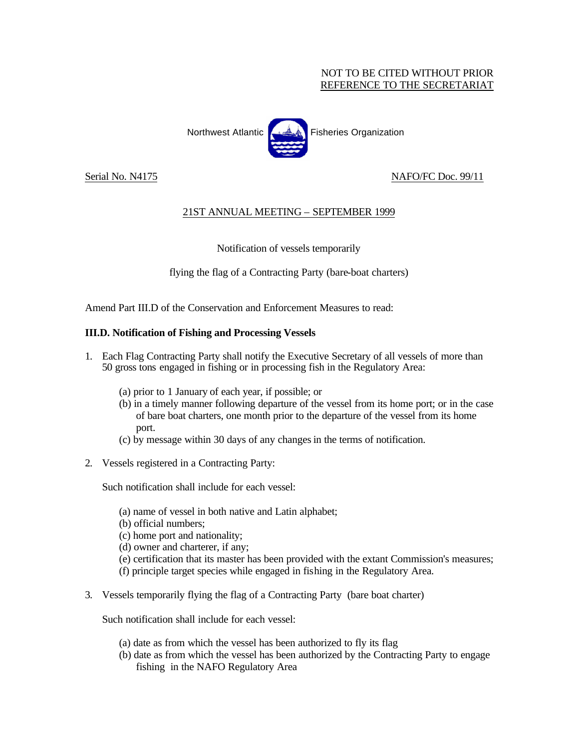NOT TO BE CITED WITHOUT PRIOR
REFERENCE TO THE SECRETARIAT

Northwest Atlantic Fisheries Organization

Serial No. N4175 NAFO/FC Doc. 99/11

21ST ANNUAL MEETING – SEPTEMBER 1999

Notification of vessels temporarily

flying the flag of a Contracting Party (bare-boat charters)

Amend Part III.D of the Conservation and Enforcement Measures to read:

**III.D. Notification of Fishing and Processing Vessels**

1. Each Flag Contracting Party shall notify the Executive Secretary of all vessels of more than 50 gross tons engaged in fishing or in processing fish in the Regulatory Area:

   (a) prior to 1 January of each year, if possible; or
   (b) in a timely manner following departure of the vessel from its home port; or in the case of bare boat charters, one month prior to the departure of the vessel from its home port.
   (c) by message within 30 days of any changes in the terms of notification.

2. Vessels registered in a Contracting Party:

   Such notification shall include for each vessel:

   (a) name of vessel in both native and Latin alphabet;
   (b) official numbers;
   (c) home port and nationality;
   (d) owner and charterer, if any;
   (e) certification that its master has been provided with the extant Commission's measures;
   (f) principle target species while engaged in fishing in the Regulatory Area.

3. Vessels temporarily flying the flag of a Contracting Party (bare boat charter)

   Such notification shall include for each vessel:

   (a) date as from which the vessel has been authorized to fly its flag
   (b) date as from which the vessel has been authorized by the Contracting Party to engage fishing in the NAFO Regulatory Area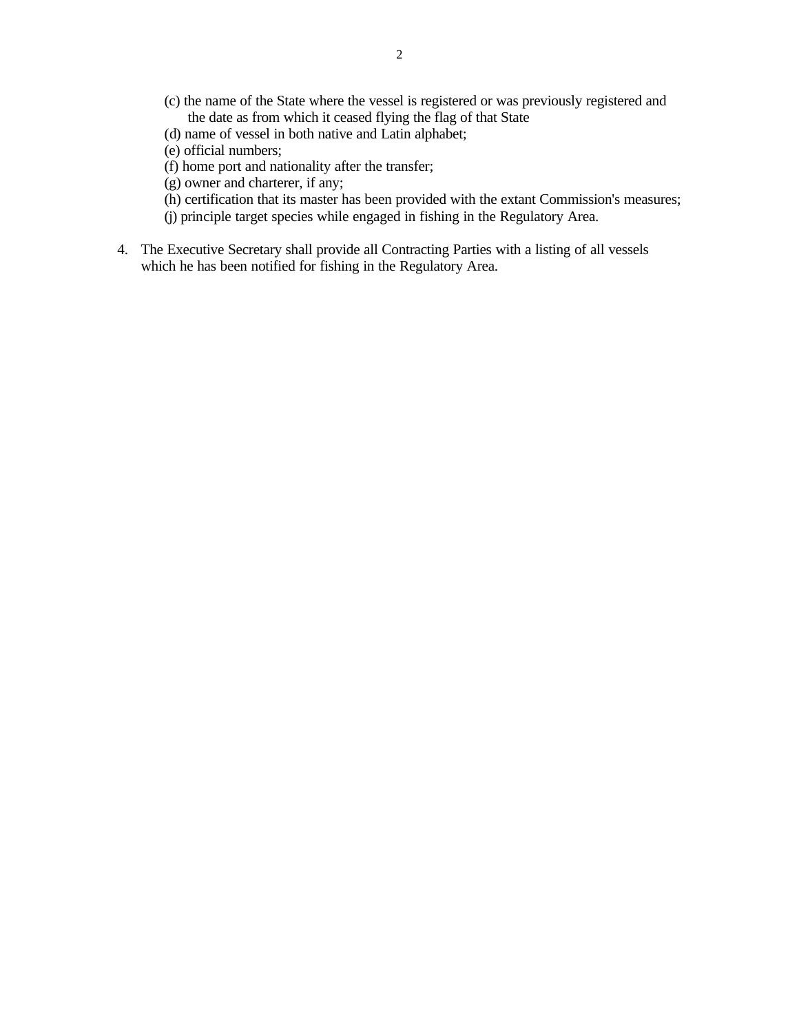(c) the name of the State where the vessel is registered or was previously registered and the date as from which it ceased flying the flag of that State

(d) name of vessel in both native and Latin alphabet;

(e) official numbers;

(f) home port and nationality after the transfer;

(g) owner and charterer, if any;

(h) certification that its master has been provided with the extant Commission's measures;

(j) principle target species while engaged in fishing in the Regulatory Area.

4. The Executive Secretary shall provide all Contracting Parties with a listing of all vessels which he has been notified for fishing in the Regulatory Area.